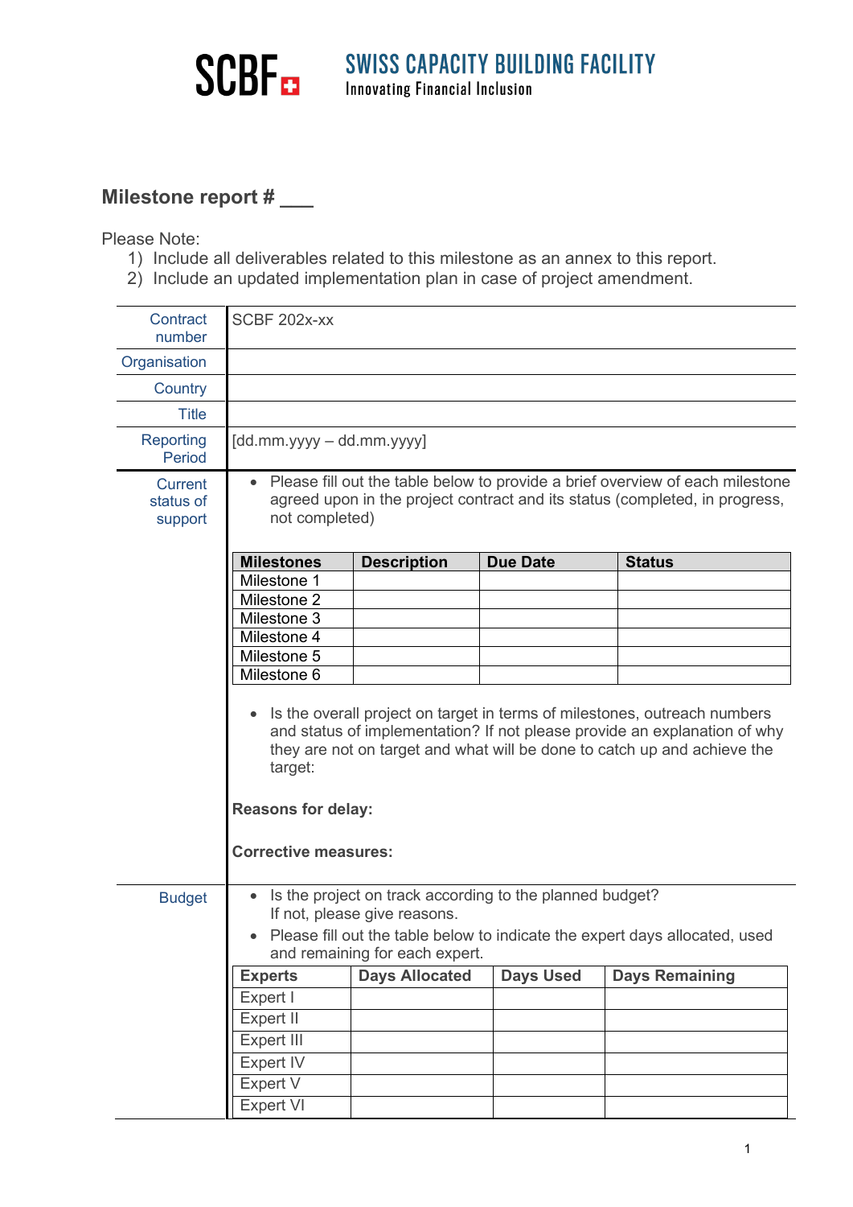SCBF SWISS CAPACITY BUILDING FACILITY
Innovating Financial Inclusion

## Milestone report # ___

Please Note:

1) Include all deliverables related to this milestone as an annex to this report.
2) Include an updated implementation plan in case of project amendment.

| | |
|---|---|
| Contract number | SCBF 202x-xx |
| Organisation | |
| Country | |
| Title | |
| Reporting Period | [dd.mm.yyyy – dd.mm.yyyy] |

**Current status of support**

- Please fill out the table below to provide a brief overview of each milestone agreed upon in the project contract and its status (completed, in progress, not completed)

| Milestones | Description | Due Date | Status |
|---|---|---|---|
| Milestone 1 | | | |
| Milestone 2 | | | |
| Milestone 3 | | | |
| Milestone 4 | | | |
| Milestone 5 | | | |
| Milestone 6 | | | |

- Is the overall project on target in terms of milestones, outreach numbers and status of implementation? If not please provide an explanation of why they are not on target and what will be done to catch up and achieve the target:

**Reasons for delay:**

**Corrective measures:**

**Budget**

- Is the project on track according to the planned budget?
  If not, please give reasons.
- Please fill out the table below to indicate the expert days allocated, used and remaining for each expert.

| Experts | Days Allocated | Days Used | Days Remaining |
|---|---|---|---|
| Expert I | | | |
| Expert II | | | |
| Expert III | | | |
| Expert IV | | | |
| Expert V | | | |
| Expert VI | | | |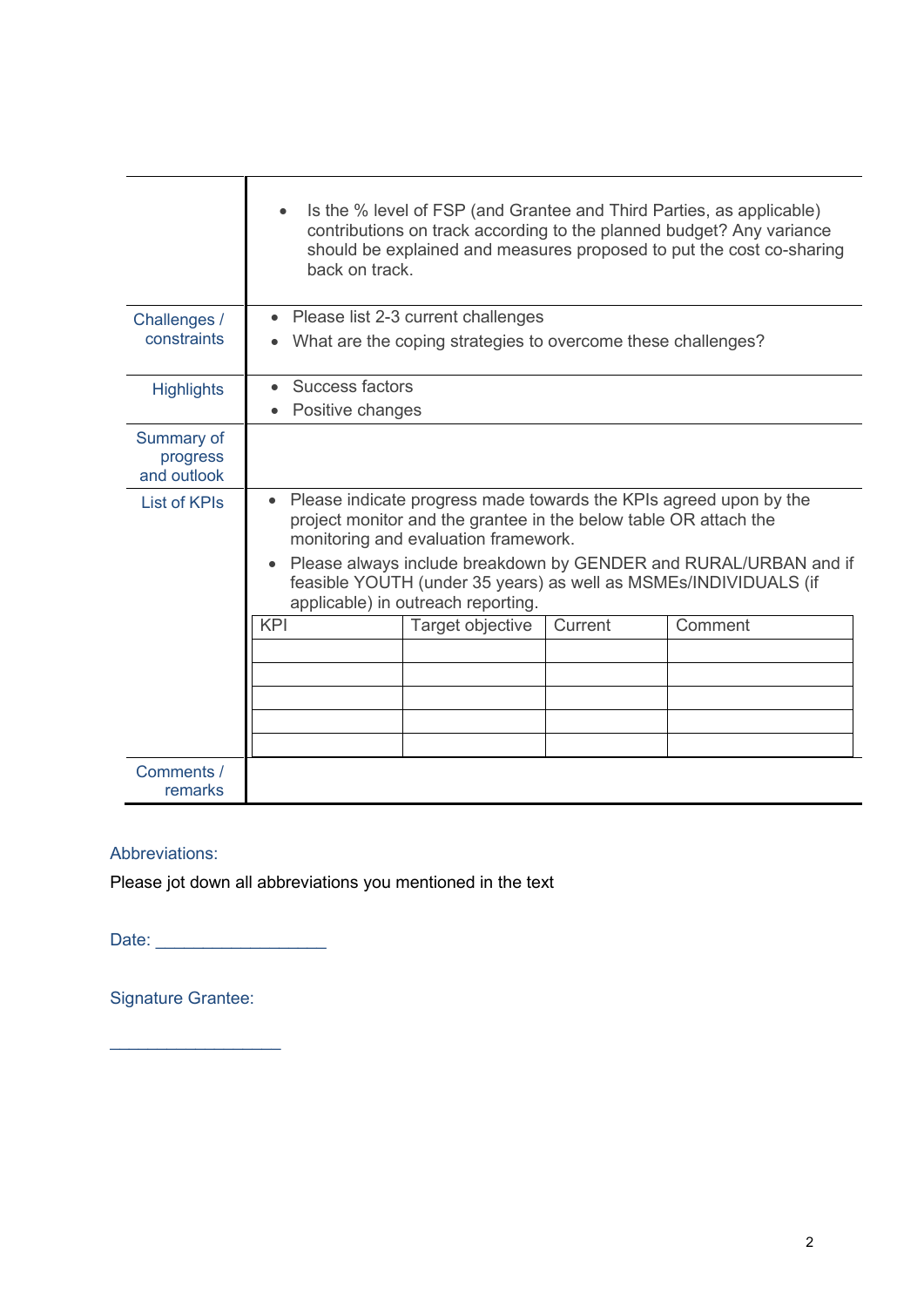| | |
|---|---|
| | • Is the % level of FSP (and Grantee and Third Parties, as applicable) contributions on track according to the planned budget? Any variance should be explained and measures proposed to put the cost co-sharing back on track. |
| Challenges / constraints | • Please list 2-3 current challenges<br>• What are the coping strategies to overcome these challenges? |
| Highlights | • Success factors<br>• Positive changes |
| Summary of progress and outlook | |
| List of KPIs | • Please indicate progress made towards the KPIs agreed upon by the project monitor and the grantee in the below table OR attach the monitoring and evaluation framework.<br>• Please always include breakdown by GENDER and RURAL/URBAN and if feasible YOUTH (under 35 years) as well as MSMEs/INDIVIDUALS (if applicable) in outreach reporting. |
| Comments / remarks | |

| KPI | Target objective | Current | Comment |
|---|---|---|---|
| | | | |
| | | | |
| | | | |
| | | | |
| | | | |

Abbreviations:

Please jot down all abbreviations you mentioned in the text

Date: ___________________

Signature Grantee:

___________________